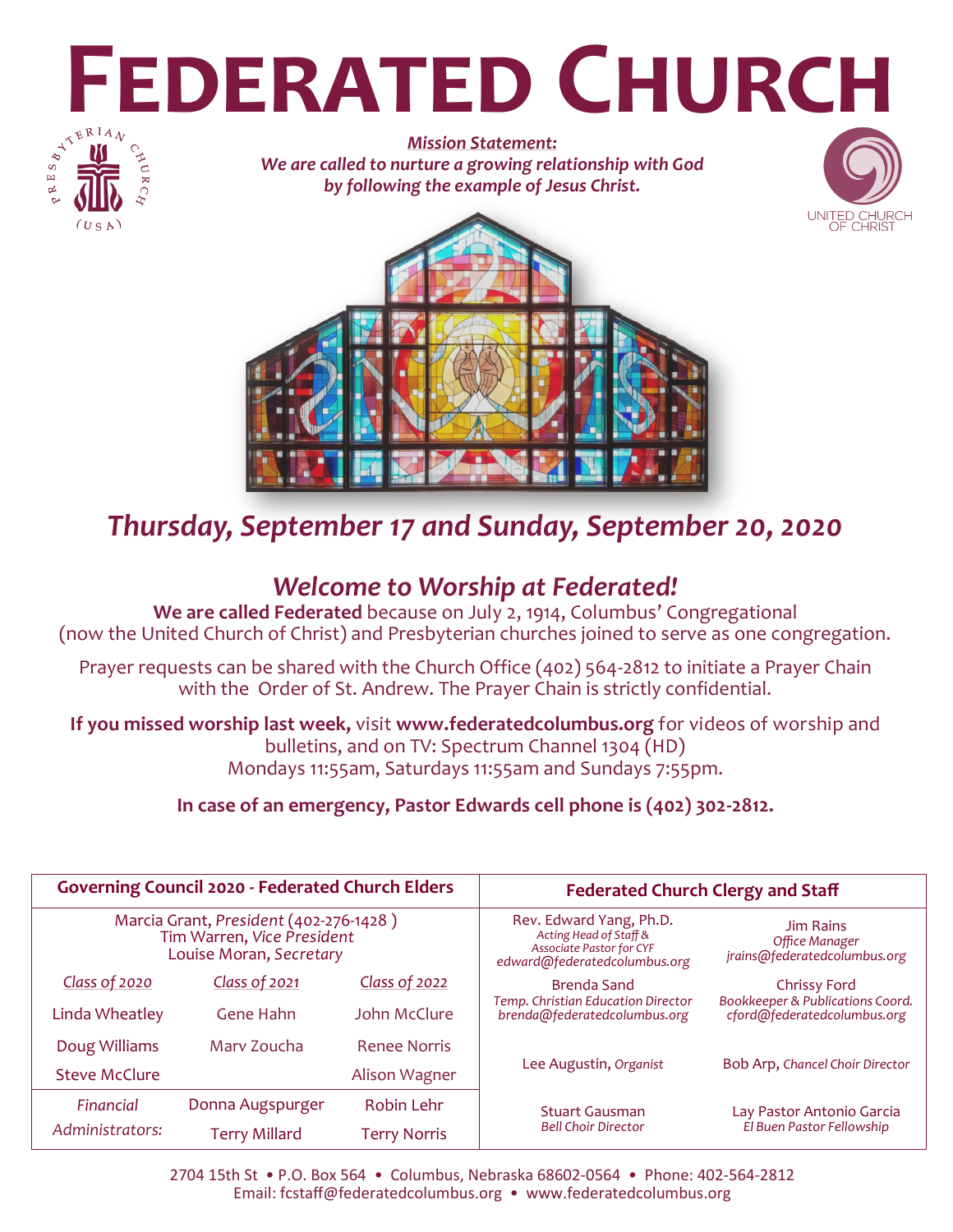# Federated Church

***Mission Statement:***
***We are called to nurture a growing relationship with God by following the example of Jesus Christ.***

## *Thursday, September 17 and Sunday, September 20, 2020*

## *Welcome to Worship at Federated!*

**We are called Federated** because on July 2, 1914, Columbus' Congregational (now the United Church of Christ) and Presbyterian churches joined to serve as one congregation.

Prayer requests can be shared with the Church Office (402) 564-2812 to initiate a Prayer Chain with the Order of St. Andrew. The Prayer Chain is strictly confidential.

**If you missed worship last week,** visit **www.federatedcolumbus.org** for videos of worship and bulletins, and on TV: Spectrum Channel 1304 (HD) Mondays 11:55am, Saturdays 11:55am and Sundays 7:55pm.

**In case of an emergency, Pastor Edwards cell phone is (402) 302-2812.**

| **Governing Council 2020 - Federated Church Elders** | | |
|---|---|---|
| Marcia Grant, *President* (402-276-1428) | Tim Warren, *Vice President* | Louise Moran, *Secretary* |
| *Class of 2020* | *Class of 2021* | *Class of 2022* |
| Linda Wheatley | Gene Hahn | John McClure |
| Doug Williams | Marv Zoucha | Renee Norris |
| Steve McClure | | Alison Wagner |
| *Financial Administrators:* | Donna Augspurger | Robin Lehr |
| | Terry Millard | Terry Norris |

| **Federated Church Clergy and Staff** | |
|---|---|
| Rev. Edward Yang, Ph.D. *Acting Head of Staff & Associate Pastor for CYF* *edward@federatedcolumbus.org* | Jim Rains *Office Manager* *jrains@federatedcolumbus.org* |
| Brenda Sand *Temp. Christian Education Director* *brenda@federatedcolumbus.org* | Chrissy Ford *Bookkeeper & Publications Coord.* *cford@federatedcolumbus.org* |
| Lee Augustin, *Organist* | Bob Arp, *Chancel Choir Director* |
| Stuart Gausman *Bell Choir Director* | Lay Pastor Antonio Garcia *El Buen Pastor Fellowship* |

2704 15th St • P.O. Box 564 • Columbus, Nebraska 68602-0564 • Phone: 402-564-2812
Email: fcstaff@federatedcolumbus.org • www.federatedcolumbus.org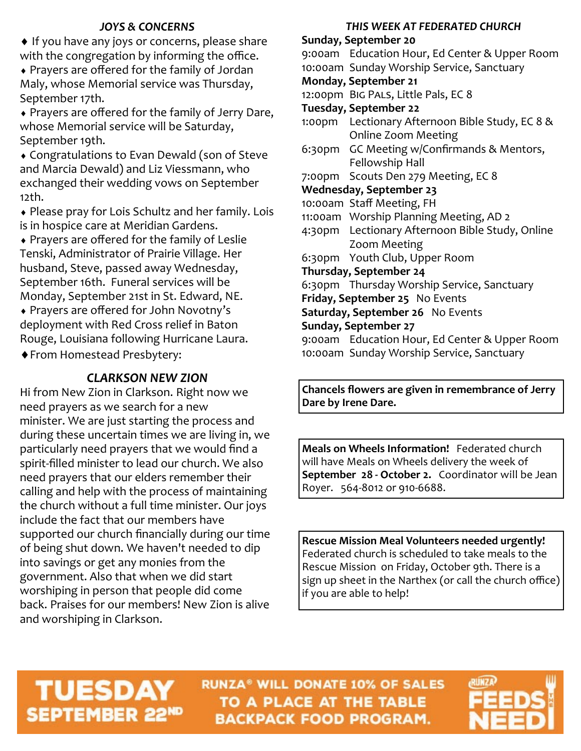## *JOYS & CONCERNS*

- If you have any joys or concerns, please share with the congregation by informing the office.
- Prayers are offered for the family of Jordan Maly, whose Memorial service was Thursday, September 17th.
- Prayers are offered for the family of Jerry Dare, whose Memorial service will be Saturday, September 19th.
- Congratulations to Evan Dewald (son of Steve and Marcia Dewald) and Liz Viessmann, who exchanged their wedding vows on September 12th.
- Please pray for Lois Schultz and her family. Lois is in hospice care at Meridian Gardens.
- Prayers are offered for the family of Leslie Tenski, Administrator of Prairie Village. Her husband, Steve, passed away Wednesday, September 16th. Funeral services will be Monday, September 21st in St. Edward, NE.
- Prayers are offered for John Novotny's deployment with Red Cross relief in Baton Rouge, Louisiana following Hurricane Laura.
- From Homestead Presbytery:

## *CLARKSON NEW ZION*

Hi from New Zion in Clarkson. Right now we need prayers as we search for a new minister. We are just starting the process and during these uncertain times we are living in, we particularly need prayers that we would find a spirit-filled minister to lead our church. We also need prayers that our elders remember their calling and help with the process of maintaining the church without a full time minister. Our joys include the fact that our members have supported our church financially during our time of being shut down. We haven't needed to dip into savings or get any monies from the government. Also that when we did start worshiping in person that people did come back. Praises for our members! New Zion is alive and worshiping in Clarkson.

## *THIS WEEK AT FEDERATED CHURCH*

**Sunday, September 20**
9:00am Education Hour, Ed Center & Upper Room
10:00am Sunday Worship Service, Sanctuary

**Monday, September 21**
12:00pm Big Pals, Little Pals, EC 8

**Tuesday, September 22**
1:00pm Lectionary Afternoon Bible Study, EC 8 & Online Zoom Meeting
6:30pm GC Meeting w/Confirmands & Mentors, Fellowship Hall
7:00pm Scouts Den 279 Meeting, EC 8

**Wednesday, September 23**
10:00am Staff Meeting, FH
11:00am Worship Planning Meeting, AD 2
4:30pm Lectionary Afternoon Bible Study, Online Zoom Meeting
6:30pm Youth Club, Upper Room

**Thursday, September 24**
6:30pm Thursday Worship Service, Sanctuary

**Friday, September 25** No Events

**Saturday, September 26** No Events

**Sunday, September 27**
9:00am Education Hour, Ed Center & Upper Room
10:00am Sunday Worship Service, Sanctuary

**Chancels flowers are given in remembrance of Jerry Dare by Irene Dare.**

**Meals on Wheels Information!** Federated church will have Meals on Wheels delivery the week of **September 28 - October 2.** Coordinator will be Jean Royer. 564-8012 or 910-6688.

**Rescue Mission Meal Volunteers needed urgently!** Federated church is scheduled to take meals to the Rescue Mission on Friday, October 9th. There is a sign up sheet in the Narthex (or call the church office) if you are able to help!

**TUESDAY SEPTEMBER 22ND** — RUNZA® WILL DONATE 10% OF SALES TO A PLACE AT THE TABLE BACKPACK FOOD PROGRAM. RUNZA FEEDS THE NEED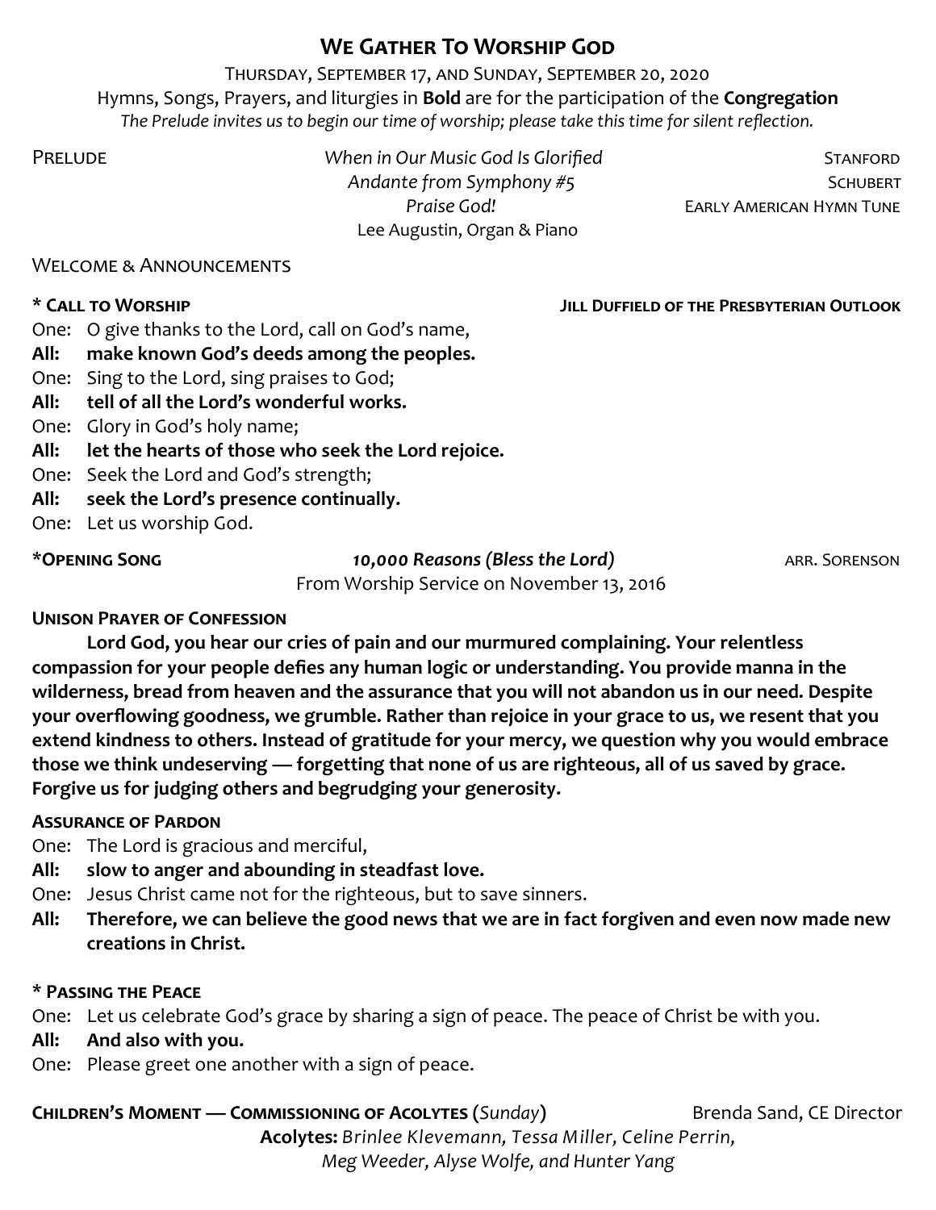# We Gather To Worship God

Thursday, September 17, and Sunday, September 20, 2020

Hymns, Songs, Prayers, and liturgies in **Bold** are for the participation of the **Congregation**

*The Prelude invites us to begin our time of worship; please take this time for silent reflection.*

Prelude — *When in Our Music God Is Glorified* — Stanford
*Andante from Symphony #5* — Schubert
*Praise God!* — Early American Hymn Tune
Lee Augustin, Organ & Piano

Welcome & Announcements

**\* Call to Worship** — **Jill Duffield of the Presbyterian Outlook**

One: O give thanks to the Lord, call on God's name,
**All: make known God's deeds among the peoples.**
One: Sing to the Lord, sing praises to God;
**All: tell of all the Lord's wonderful works.**
One: Glory in God's holy name;
**All: let the hearts of those who seek the Lord rejoice.**
One: Seek the Lord and God's strength;
**All: seek the Lord's presence continually.**
One: Let us worship God.

**\*Opening Song** — ***10,000 Reasons (Bless the Lord)*** — arr. Sorenson
From Worship Service on November 13, 2016

**Unison Prayer of Confession**

**Lord God, you hear our cries of pain and our murmured complaining. Your relentless compassion for your people defies any human logic or understanding. You provide manna in the wilderness, bread from heaven and the assurance that you will not abandon us in our need. Despite your overflowing goodness, we grumble. Rather than rejoice in your grace to us, we resent that you extend kindness to others. Instead of gratitude for your mercy, we question why you would embrace those we think undeserving — forgetting that none of us are righteous, all of us saved by grace. Forgive us for judging others and begrudging your generosity.**

**Assurance of Pardon**

One: The Lord is gracious and merciful,
**All: slow to anger and abounding in steadfast love.**
One: Jesus Christ came not for the righteous, but to save sinners.
**All: Therefore, we can believe the good news that we are in fact forgiven and even now made new creations in Christ.**

**\* Passing the Peace**

One: Let us celebrate God's grace by sharing a sign of peace. The peace of Christ be with you.
**All: And also with you.**
One: Please greet one another with a sign of peace.

**Children's Moment — Commissioning of Acolytes (*Sunday*)** — Brenda Sand, CE Director

**Acolytes:** *Brinlee Klevemann, Tessa Miller, Celine Perrin, Meg Weeder, Alyse Wolfe, and Hunter Yang*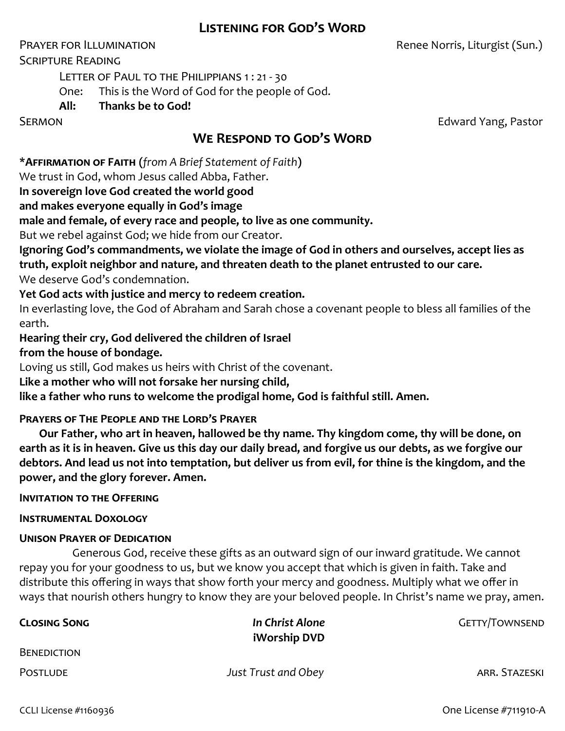## Listening for God's Word

Prayer for Illumination Renee Norris, Liturgist (Sun.)

Scripture Reading

Letter of Paul to the Philippians 1 : 21 - 30

One: This is the Word of God for the people of God.

**All: Thanks be to God!**

Sermon Edward Yang, Pastor

## We Respond to God's Word

***Affirmation of Faith** (*from A Brief Statement of Faith*)

We trust in God, whom Jesus called Abba, Father.

**In sovereign love God created the world good**
**and makes everyone equally in God's image**
**male and female, of every race and people, to live as one community.**

But we rebel against God; we hide from our Creator.

**Ignoring God's commandments, we violate the image of God in others and ourselves, accept lies as truth, exploit neighbor and nature, and threaten death to the planet entrusted to our care.**

We deserve God's condemnation.

**Yet God acts with justice and mercy to redeem creation.**

In everlasting love, the God of Abraham and Sarah chose a covenant people to bless all families of the earth.

**Hearing their cry, God delivered the children of Israel**
**from the house of bondage.**

Loving us still, God makes us heirs with Christ of the covenant.

**Like a mother who will not forsake her nursing child,**
**like a father who runs to welcome the prodigal home, God is faithful still. Amen.**

**Prayers of The People and the Lord's Prayer**

**Our Father, who art in heaven, hallowed be thy name. Thy kingdom come, thy will be done, on earth as it is in heaven. Give us this day our daily bread, and forgive us our debts, as we forgive our debtors. And lead us not into temptation, but deliver us from evil, for thine is the kingdom, and the power, and the glory forever. Amen.**

**Invitation to the Offering**

**Instrumental Doxology**

**Unison Prayer of Dedication**

Generous God, receive these gifts as an outward sign of our inward gratitude. We cannot repay you for your goodness to us, but we know you accept that which is given in faith. Take and distribute this offering in ways that show forth your mercy and goodness. Multiply what we offer in ways that nourish others hungry to know they are your beloved people. In Christ's name we pray, amen.

**Closing Song** ***In Christ Alone*** Getty/Townsend
**iWorship DVD**

Benediction

Postlude *Just Trust and Obey* arr. Stazeski

CCLI License #1160936 One License #711910-A